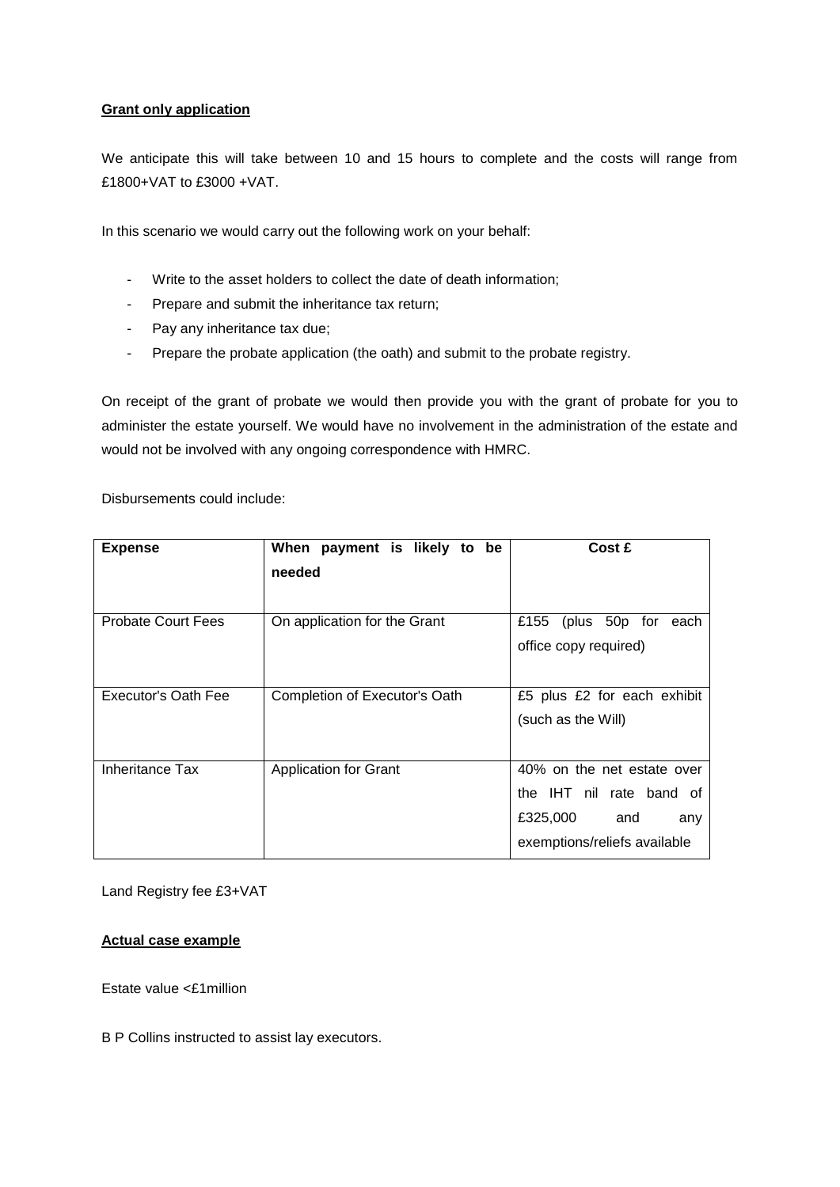**Grant only application**

We anticipate this will take between 10 and 15 hours to complete and the costs will range from £1800+VAT to £3000 +VAT.

In this scenario we would carry out the following work on your behalf:

- Write to the asset holders to collect the date of death information;
- Prepare and submit the inheritance tax return;
- Pay any inheritance tax due;
- Prepare the probate application (the oath) and submit to the probate registry.

On receipt of the grant of probate we would then provide you with the grant of probate for you to administer the estate yourself. We would have no involvement in the administration of the estate and would not be involved with any ongoing correspondence with HMRC.

Disbursements could include:

| Expense | When payment is likely to be needed | Cost £ |
|---|---|---|
| Probate Court Fees | On application for the Grant | £155 (plus 50p for each office copy required) |
| Executor's Oath Fee | Completion of Executor's Oath | £5 plus £2 for each exhibit (such as the Will) |
| Inheritance Tax | Application for Grant | 40% on the net estate over the IHT nil rate band of £325,000 and any exemptions/reliefs available |

Land Registry fee £3+VAT

**Actual case example**

Estate value <£1million

B P Collins instructed to assist lay executors.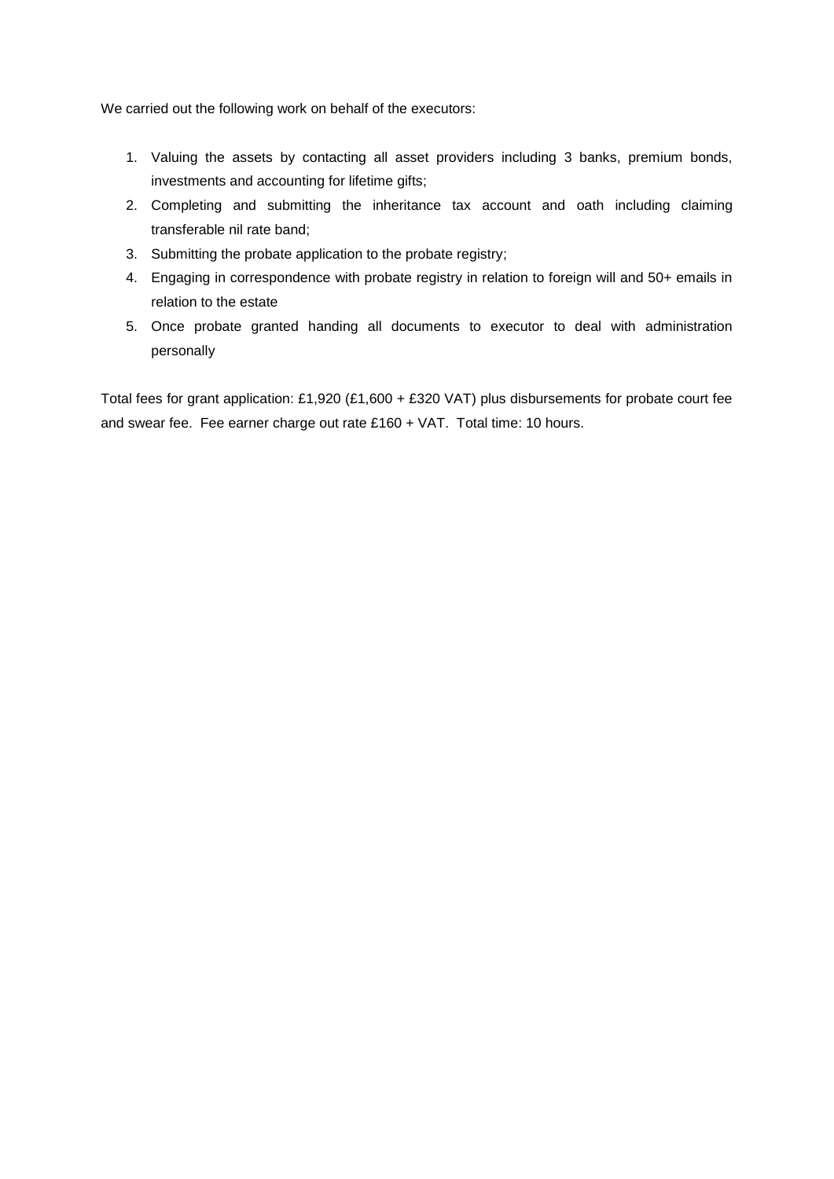We carried out the following work on behalf of the executors:

1. Valuing the assets by contacting all asset providers including 3 banks, premium bonds, investments and accounting for lifetime gifts;
2. Completing and submitting the inheritance tax account and oath including claiming transferable nil rate band;
3. Submitting the probate application to the probate registry;
4. Engaging in correspondence with probate registry in relation to foreign will and 50+ emails in relation to the estate
5. Once probate granted handing all documents to executor to deal with administration personally

Total fees for grant application: £1,920 (£1,600 + £320 VAT) plus disbursements for probate court fee and swear fee. Fee earner charge out rate £160 + VAT. Total time: 10 hours.